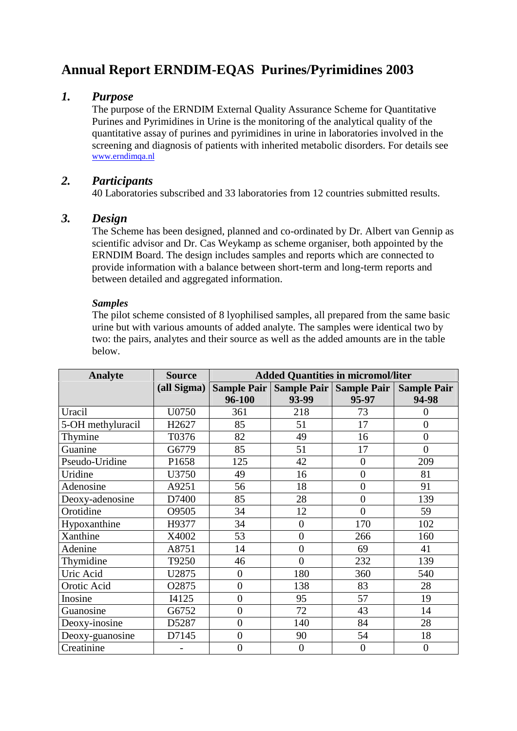# Annual Report ERNDIM-EQAS Purines/Pyrimidines 2003

## *1. Purpose*

The purpose of the ERNDIM External Quality Assurance Scheme for Quantitative Purines and Pyrimidines in Urine is the monitoring of the analytical quality of the quantitative assay of purines and pyrimidines in urine in laboratories involved in the screening and diagnosis of patients with inherited metabolic disorders. For details see www.erndimqa.nl

## *2. Participants*

40 Laboratories subscribed and 33 laboratories from 12 countries submitted results.

## *3. Design*

The Scheme has been designed, planned and co-ordinated by Dr. Albert van Gennip as scientific advisor and Dr. Cas Weykamp as scheme organiser, both appointed by the ERNDIM Board. The design includes samples and reports which are connected to provide information with a balance between short-term and long-term reports and between detailed and aggregated information.

***Samples***

The pilot scheme consisted of 8 lyophilised samples, all prepared from the same basic urine but with various amounts of added analyte. The samples were identical two by two: the pairs, analytes and their source as well as the added amounts are in the table below.

| Analyte | Source | Added Quantities in micromol/liter | | | |
|---|---|---|---|---|---|
| | (all Sigma) | Sample Pair 96-100 | Sample Pair 93-99 | Sample Pair 95-97 | Sample Pair 94-98 |
| Uracil | U0750 | 361 | 218 | 73 | 0 |
| 5-OH methyluracil | H2627 | 85 | 51 | 17 | 0 |
| Thymine | T0376 | 82 | 49 | 16 | 0 |
| Guanine | G6779 | 85 | 51 | 17 | 0 |
| Pseudo-Uridine | P1658 | 125 | 42 | 0 | 209 |
| Uridine | U3750 | 49 | 16 | 0 | 81 |
| Adenosine | A9251 | 56 | 18 | 0 | 91 |
| Deoxy-adenosine | D7400 | 85 | 28 | 0 | 139 |
| Orotidine | O9505 | 34 | 12 | 0 | 59 |
| Hypoxanthine | H9377 | 34 | 0 | 170 | 102 |
| Xanthine | X4002 | 53 | 0 | 266 | 160 |
| Adenine | A8751 | 14 | 0 | 69 | 41 |
| Thymidine | T9250 | 46 | 0 | 232 | 139 |
| Uric Acid | U2875 | 0 | 180 | 360 | 540 |
| Orotic Acid | O2875 | 0 | 138 | 83 | 28 |
| Inosine | I4125 | 0 | 95 | 57 | 19 |
| Guanosine | G6752 | 0 | 72 | 43 | 14 |
| Deoxy-inosine | D5287 | 0 | 140 | 84 | 28 |
| Deoxy-guanosine | D7145 | 0 | 90 | 54 | 18 |
| Creatinine | - | 0 | 0 | 0 | 0 |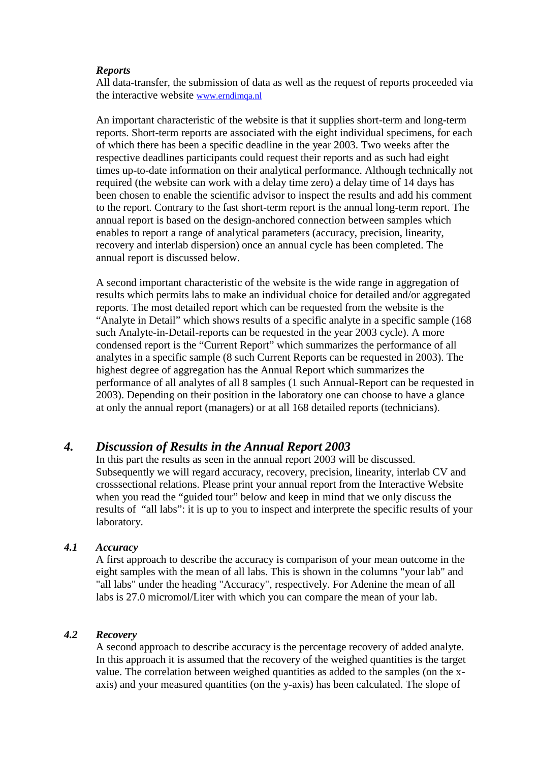***Reports***

All data-transfer, the submission of data as well as the request of reports proceeded via the interactive website www.erndimqa.nl

An important characteristic of the website is that it supplies short-term and long-term reports. Short-term reports are associated with the eight individual specimens, for each of which there has been a specific deadline in the year 2003. Two weeks after the respective deadlines participants could request their reports and as such had eight times up-to-date information on their analytical performance. Although technically not required (the website can work with a delay time zero) a delay time of 14 days has been chosen to enable the scientific advisor to inspect the results and add his comment to the report. Contrary to the fast short-term report is the annual long-term report. The annual report is based on the design-anchored connection between samples which enables to report a range of analytical parameters (accuracy, precision, linearity, recovery and interlab dispersion) once an annual cycle has been completed. The annual report is discussed below.

A second important characteristic of the website is the wide range in aggregation of results which permits labs to make an individual choice for detailed and/or aggregated reports. The most detailed report which can be requested from the website is the "Analyte in Detail" which shows results of a specific analyte in a specific sample (168 such Analyte-in-Detail-reports can be requested in the year 2003 cycle). A more condensed report is the "Current Report" which summarizes the performance of all analytes in a specific sample (8 such Current Reports can be requested in 2003). The highest degree of aggregation has the Annual Report which summarizes the performance of all analytes of all 8 samples (1 such Annual-Report can be requested in 2003). Depending on their position in the laboratory one can choose to have a glance at only the annual report (managers) or at all 168 detailed reports (technicians).

## *4. Discussion of Results in the Annual Report 2003*

In this part the results as seen in the annual report 2003 will be discussed. Subsequently we will regard accuracy, recovery, precision, linearity, interlab CV and crosssectional relations. Please print your annual report from the Interactive Website when you read the "guided tour" below and keep in mind that we only discuss the results of "all labs": it is up to you to inspect and interprete the specific results of your laboratory.

### *4.1 Accuracy*

A first approach to describe the accuracy is comparison of your mean outcome in the eight samples with the mean of all labs. This is shown in the columns "your lab" and "all labs" under the heading "Accuracy", respectively. For Adenine the mean of all labs is 27.0 micromol/Liter with which you can compare the mean of your lab.

### *4.2 Recovery*

A second approach to describe accuracy is the percentage recovery of added analyte. In this approach it is assumed that the recovery of the weighed quantities is the target value. The correlation between weighed quantities as added to the samples (on the x-axis) and your measured quantities (on the y-axis) has been calculated. The slope of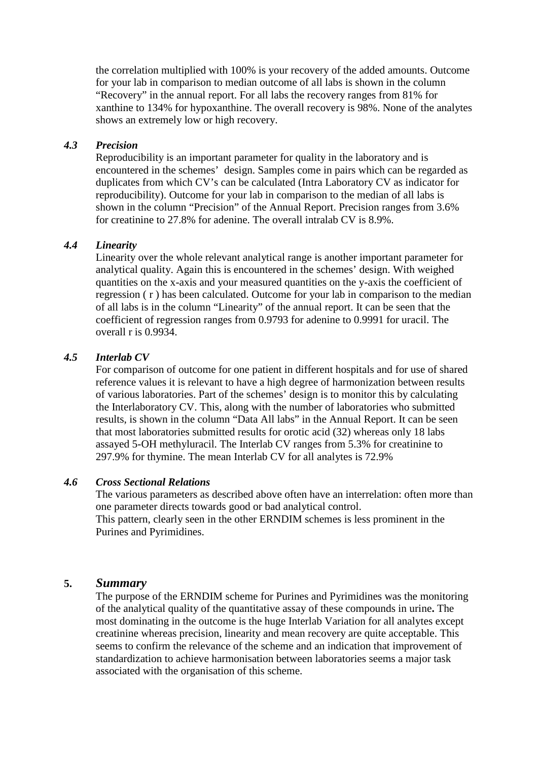the correlation multiplied with 100% is your recovery of the added amounts. Outcome for your lab in comparison to median outcome of all labs is shown in the column “Recovery” in the annual report. For all labs the recovery ranges from 81% for xanthine to 134% for hypoxanthine. The overall recovery is 98%. None of the analytes shows an extremely low or high recovery.

### *4.3 Precision*

Reproducibility is an important parameter for quality in the laboratory and is encountered in the schemes' design. Samples come in pairs which can be regarded as duplicates from which CV's can be calculated (Intra Laboratory CV as indicator for reproducibility). Outcome for your lab in comparison to the median of all labs is shown in the column “Precision” of the Annual Report. Precision ranges from 3.6% for creatinine to 27.8% for adenine. The overall intralab CV is 8.9%.

### *4.4 Linearity*

Linearity over the whole relevant analytical range is another important parameter for analytical quality. Again this is encountered in the schemes' design. With weighed quantities on the x-axis and your measured quantities on the y-axis the coefficient of regression ( r ) has been calculated. Outcome for your lab in comparison to the median of all labs is in the column “Linearity” of the annual report. It can be seen that the coefficient of regression ranges from 0.9793 for adenine to 0.9991 for uracil. The overall r is 0.9934.

### *4.5 Interlab CV*

For comparison of outcome for one patient in different hospitals and for use of shared reference values it is relevant to have a high degree of harmonization between results of various laboratories. Part of the schemes' design is to monitor this by calculating the Interlaboratory CV. This, along with the number of laboratories who submitted results, is shown in the column “Data All labs” in the Annual Report. It can be seen that most laboratories submitted results for orotic acid (32) whereas only 18 labs assayed 5-OH methyluracil. The Interlab CV ranges from 5.3% for creatinine to 297.9% for thymine. The mean Interlab CV for all analytes is 72.9%

### *4.6 Cross Sectional Relations*

The various parameters as described above often have an interrelation: often more than one parameter directs towards good or bad analytical control.
This pattern, clearly seen in the other ERNDIM schemes is less prominent in the Purines and Pyrimidines.

## 5. *Summary*

The purpose of the ERNDIM scheme for Purines and Pyrimidines was the monitoring of the analytical quality of the quantitative assay of these compounds in urine**.** The most dominating in the outcome is the huge Interlab Variation for all analytes except creatinine whereas precision, linearity and mean recovery are quite acceptable. This seems to confirm the relevance of the scheme and an indication that improvement of standardization to achieve harmonisation between laboratories seems a major task associated with the organisation of this scheme.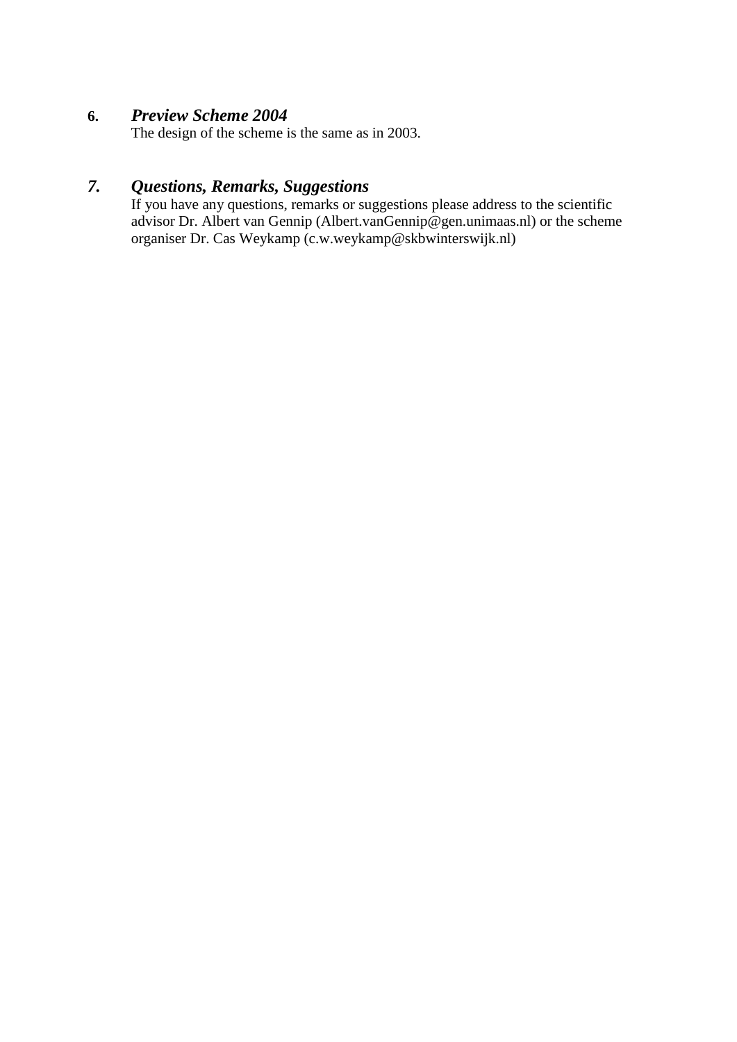## 6. *Preview Scheme 2004*

The design of the scheme is the same as in 2003.

## *7. Questions, Remarks, Suggestions*

If you have any questions, remarks or suggestions please address to the scientific advisor Dr. Albert van Gennip (Albert.vanGennip@gen.unimaas.nl) or the scheme organiser Dr. Cas Weykamp (c.w.weykamp@skbwinterswijk.nl)